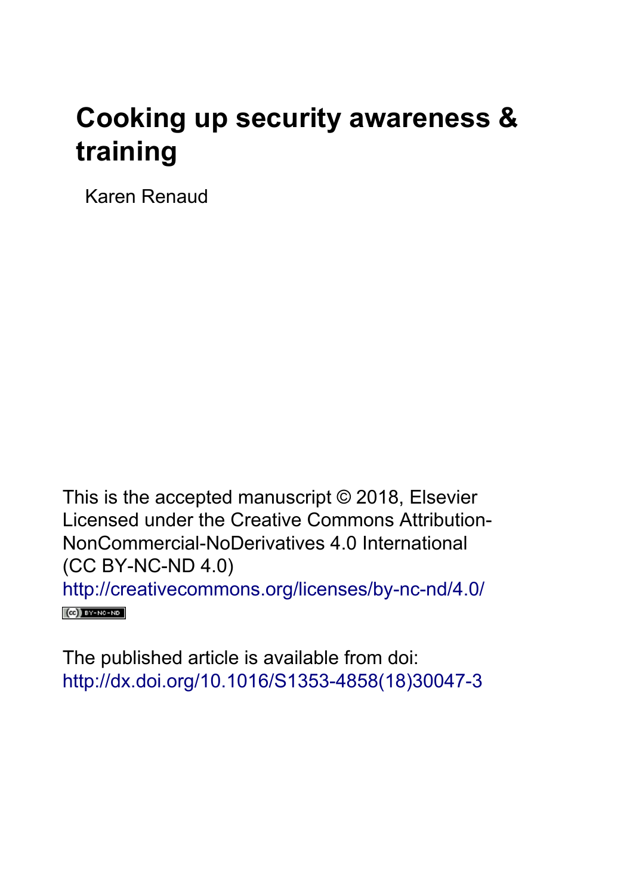# Cooking up security awareness & training

Karen Renaud

This is the accepted manuscript © 2018, Elsevier
Licensed under the Creative Commons Attribution-NonCommercial-NoDerivatives 4.0 International (CC BY-NC-ND 4.0)
http://creativecommons.org/licenses/by-nc-nd/4.0/

The published article is available from doi:
http://dx.doi.org/10.1016/S1353-4858(18)30047-3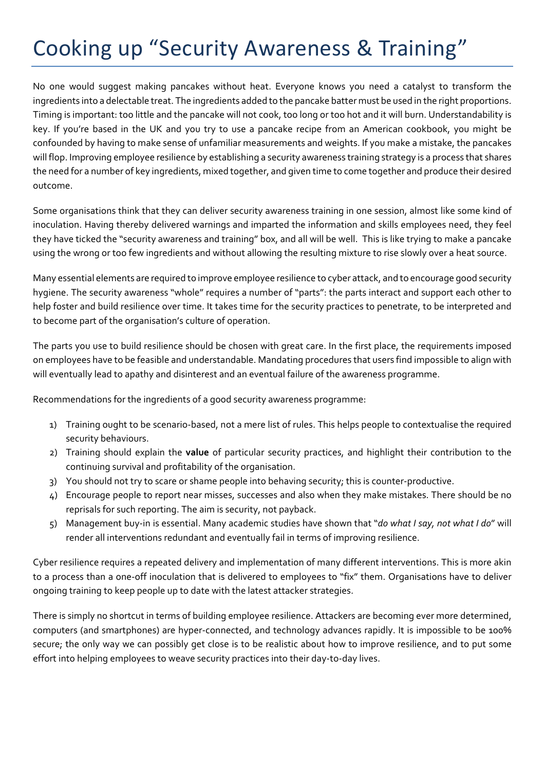# Cooking up "Security Awareness & Training"

No one would suggest making pancakes without heat. Everyone knows you need a catalyst to transform the ingredients into a delectable treat. The ingredients added to the pancake batter must be used in the right proportions. Timing is important: too little and the pancake will not cook, too long or too hot and it will burn. Understandability is key. If you're based in the UK and you try to use a pancake recipe from an American cookbook, you might be confounded by having to make sense of unfamiliar measurements and weights. If you make a mistake, the pancakes will flop. Improving employee resilience by establishing a security awareness training strategy is a process that shares the need for a number of key ingredients, mixed together, and given time to come together and produce their desired outcome.

Some organisations think that they can deliver security awareness training in one session, almost like some kind of inoculation. Having thereby delivered warnings and imparted the information and skills employees need, they feel they have ticked the "security awareness and training" box, and all will be well. This is like trying to make a pancake using the wrong or too few ingredients and without allowing the resulting mixture to rise slowly over a heat source.

Many essential elements are required to improve employee resilience to cyber attack, and to encourage good security hygiene. The security awareness "whole" requires a number of "parts": the parts interact and support each other to help foster and build resilience over time. It takes time for the security practices to penetrate, to be interpreted and to become part of the organisation's culture of operation.

The parts you use to build resilience should be chosen with great care. In the first place, the requirements imposed on employees have to be feasible and understandable. Mandating procedures that users find impossible to align with will eventually lead to apathy and disinterest and an eventual failure of the awareness programme.

Recommendations for the ingredients of a good security awareness programme:

1) Training ought to be scenario-based, not a mere list of rules. This helps people to contextualise the required security behaviours.
2) Training should explain the **value** of particular security practices, and highlight their contribution to the continuing survival and profitability of the organisation.
3) You should not try to scare or shame people into behaving security; this is counter-productive.
4) Encourage people to report near misses, successes and also when they make mistakes. There should be no reprisals for such reporting. The aim is security, not payback.
5) Management buy-in is essential. Many academic studies have shown that "*do what I say, not what I do*" will render all interventions redundant and eventually fail in terms of improving resilience.

Cyber resilience requires a repeated delivery and implementation of many different interventions. This is more akin to a process than a one-off inoculation that is delivered to employees to "fix" them. Organisations have to deliver ongoing training to keep people up to date with the latest attacker strategies.

There is simply no shortcut in terms of building employee resilience. Attackers are becoming ever more determined, computers (and smartphones) are hyper-connected, and technology advances rapidly. It is impossible to be 100% secure; the only way we can possibly get close is to be realistic about how to improve resilience, and to put some effort into helping employees to weave security practices into their day-to-day lives.